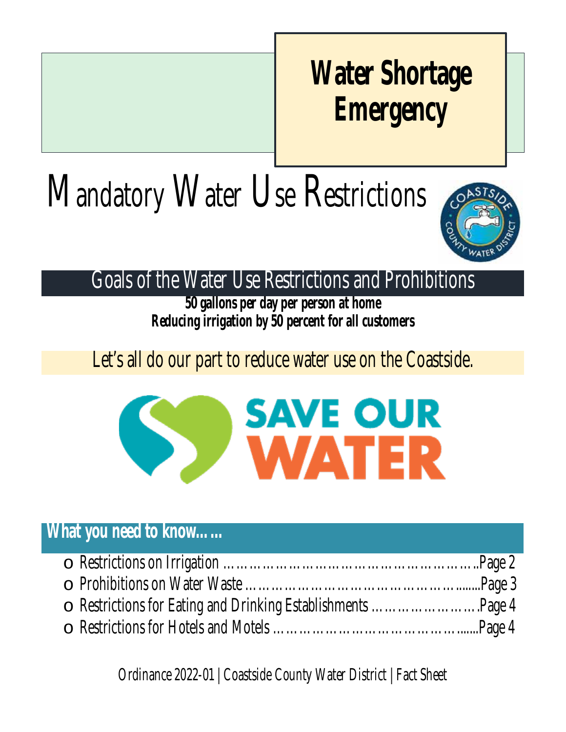# Water Shortage Emergency

# Mandatory Water Use Restrictions

## Goals of the Water Use Restrictions and Prohibitions

**50 gallons per day per person at home**
**Reducing irrigation by 50 percent for all customers**

Let's all do our part to reduce water use on the Coastside.

SAVE OUR WATER

## What you need to know……

- Restrictions on Irrigation ……………………………………………………..Page 2
- Prohibitions on Water Waste ……………………………………………........Page 3
- Restrictions for Eating and Drinking Establishments …………………….Page 4
- Restrictions for Hotels and Motels ……………………………………........Page 4

Ordinance 2022-01 | Coastside County Water District | Fact Sheet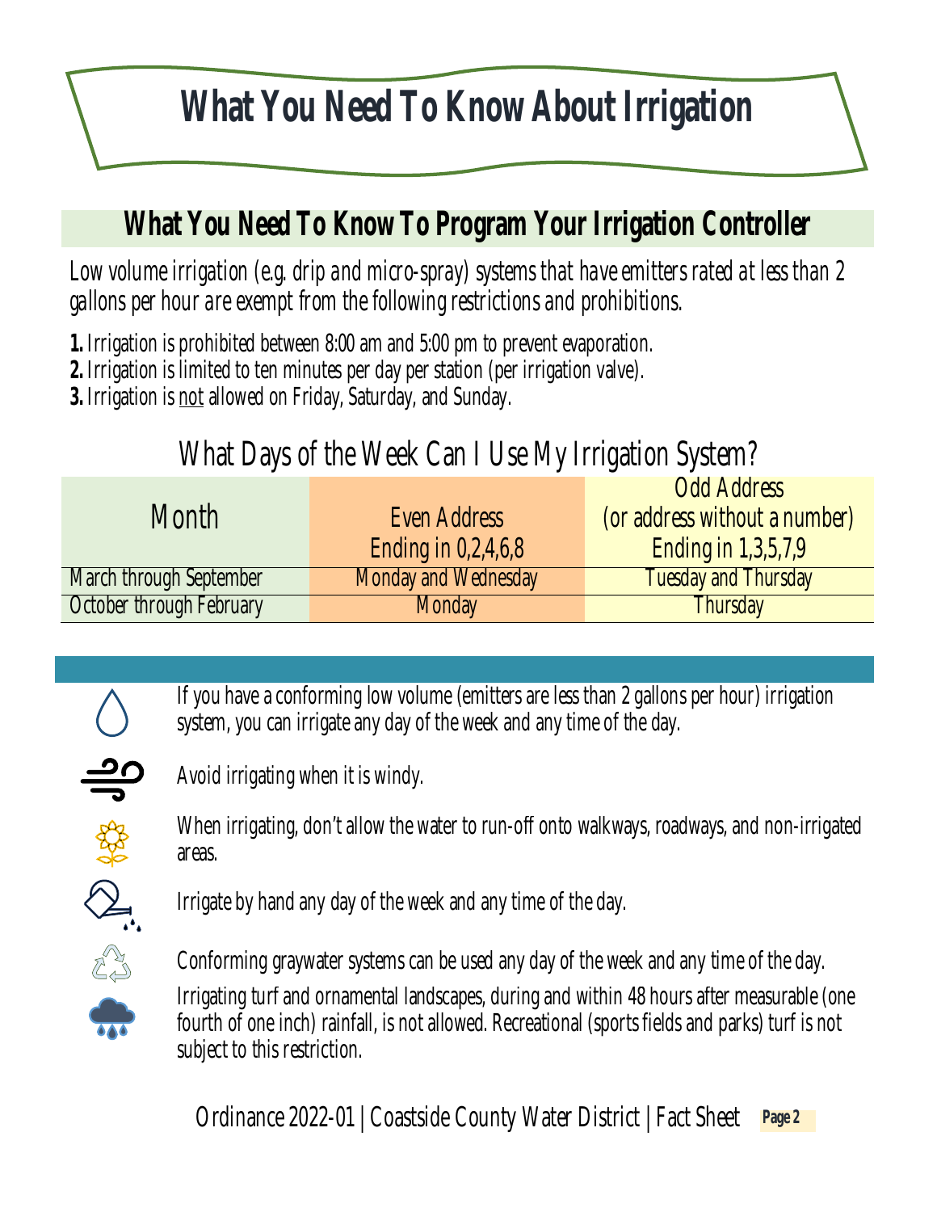# What You Need To Know About Irrigation

## What You Need To Know To Program Your Irrigation Controller

*Low volume irrigation (e.g. drip and micro-spray) systems that have emitters rated at less than 2 gallons per hour are exempt from the following restrictions and prohibitions.*

**1.** Irrigation is prohibited between 8:00 am and 5:00 pm to prevent evaporation.
**2.** Irrigation is limited to ten minutes per day per station (per irrigation valve).
**3.** Irrigation is <u>not</u> allowed on Friday, Saturday, and Sunday.

### What Days of the Week Can I Use My Irrigation System?

| Month | Even Address Ending in 0,2,4,6,8 | Odd Address (or address without a number) Ending in 1,3,5,7,9 |
|---|---|---|
| March through September | Monday and Wednesday | Tuesday and Thursday |
| October through February | Monday | Thursday |

If you have a conforming low volume (emitters are less than 2 gallons per hour) irrigation system, you can irrigate any day of the week and any time of the day.

Avoid irrigating when it is windy.

When irrigating, don't allow the water to run-off onto walkways, roadways, and non-irrigated areas.

Irrigate by hand any day of the week and any time of the day.

Conforming graywater systems can be used any day of the week and any time of the day.

Irrigating turf and ornamental landscapes, during and within 48 hours after measurable (one fourth of one inch) rainfall, is not allowed. Recreational (sports fields and parks) turf is not subject to this restriction.

Ordinance 2022-01 | Coastside County Water District | Fact Sheet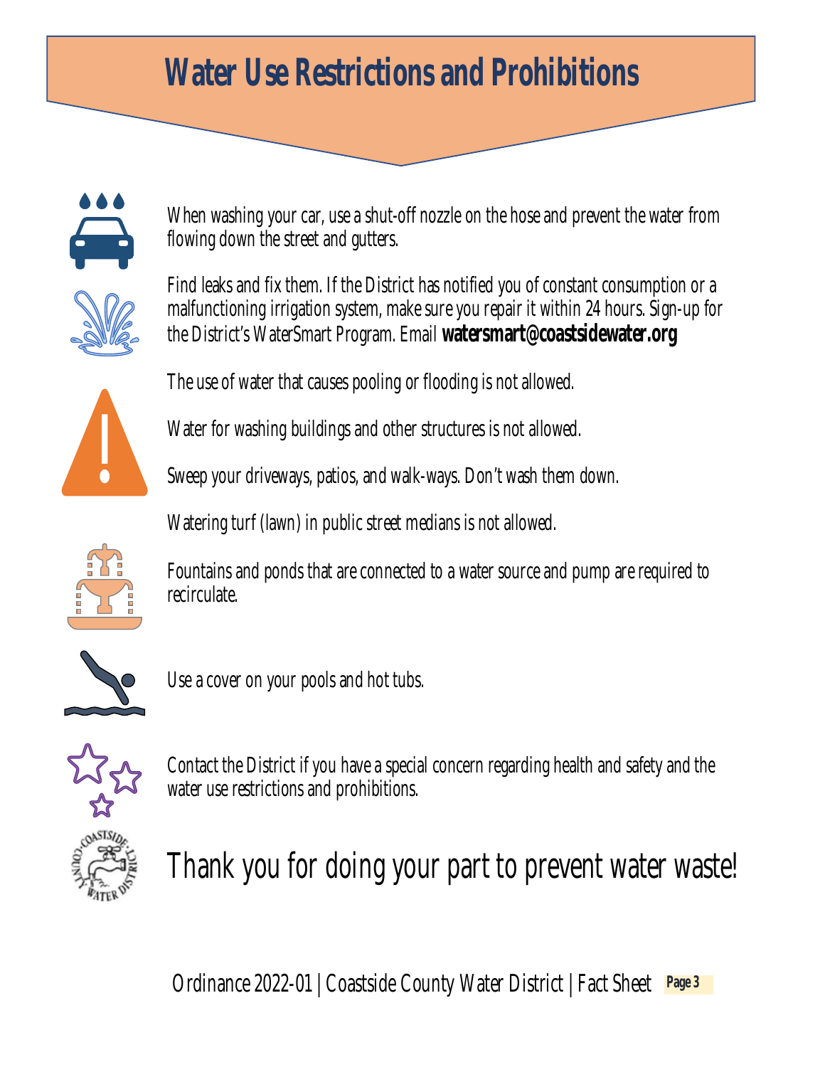# Water Use Restrictions and Prohibitions

When washing your car, use a shut-off nozzle on the hose and prevent the water from flowing down the street and gutters.

Find leaks and fix them. If the District has notified you of constant consumption or a malfunctioning irrigation system, make sure you repair it within 24 hours. Sign-up for the District's WaterSmart Program. Email **watersmart@coastsidewater.org**

The use of water that causes pooling or flooding is not allowed.

Water for washing buildings and other structures is not allowed.

Sweep your driveways, patios, and walk-ways. Don't wash them down.

Watering turf (lawn) in public street medians is not allowed.

Fountains and ponds that are connected to a water source and pump are required to recirculate.

Use a cover on your pools and hot tubs.

Contact the District if you have a special concern regarding health and safety and the water use restrictions and prohibitions.

Thank you for doing your part to prevent water waste!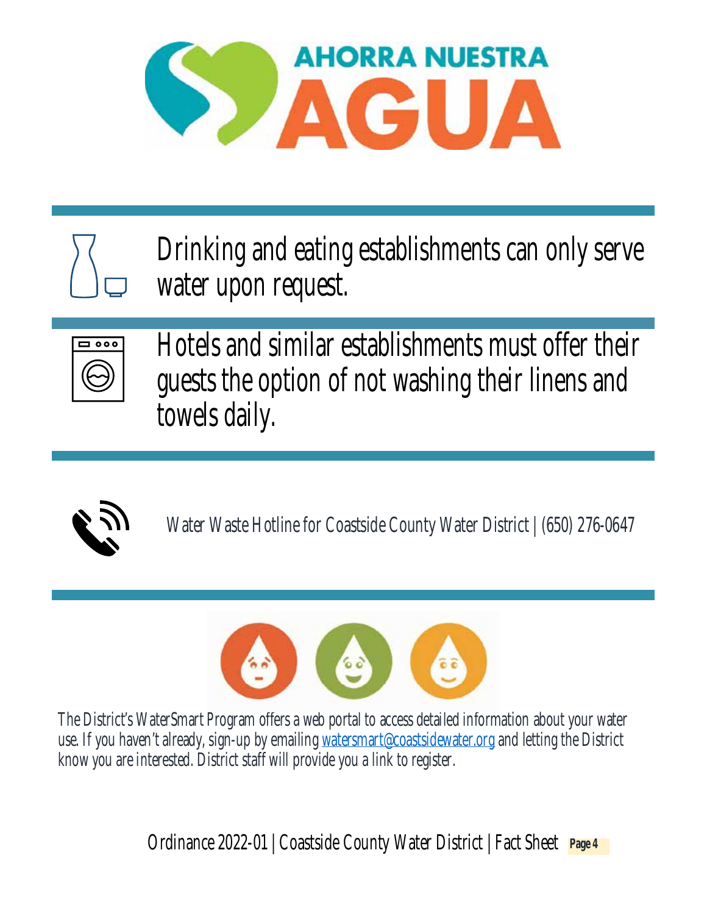# AHORRA NUESTRA AGUA

Drinking and eating establishments can only serve water upon request.

Hotels and similar establishments must offer their guests the option of not washing their linens and towels daily.

Water Waste Hotline for Coastside County Water District | (650) 276-0647

The District's WaterSmart Program offers a web portal to access detailed information about your water use. If you haven't already, sign-up by emailing watersmart@coastsidewater.org and letting the District know you are interested. District staff will provide you a link to register.